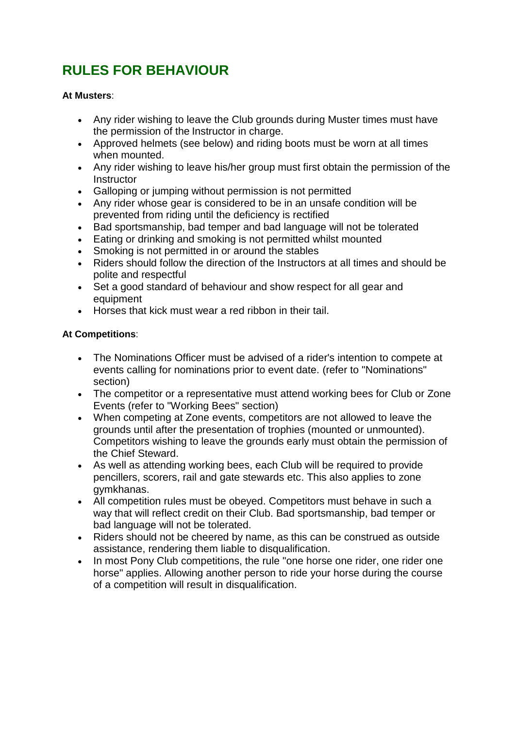# RULES FOR BEHAVIOUR

**At Musters**:

- Any rider wishing to leave the Club grounds during Muster times must have the permission of the Instructor in charge.
- Approved helmets (see below) and riding boots must be worn at all times when mounted.
- Any rider wishing to leave his/her group must first obtain the permission of the Instructor
- Galloping or jumping without permission is not permitted
- Any rider whose gear is considered to be in an unsafe condition will be prevented from riding until the deficiency is rectified
- Bad sportsmanship, bad temper and bad language will not be tolerated
- Eating or drinking and smoking is not permitted whilst mounted
- Smoking is not permitted in or around the stables
- Riders should follow the direction of the Instructors at all times and should be polite and respectful
- Set a good standard of behaviour and show respect for all gear and equipment
- Horses that kick must wear a red ribbon in their tail.

**At Competitions**:

- The Nominations Officer must be advised of a rider's intention to compete at events calling for nominations prior to event date. (refer to "Nominations" section)
- The competitor or a representative must attend working bees for Club or Zone Events (refer to "Working Bees" section)
- When competing at Zone events, competitors are not allowed to leave the grounds until after the presentation of trophies (mounted or unmounted). Competitors wishing to leave the grounds early must obtain the permission of the Chief Steward.
- As well as attending working bees, each Club will be required to provide pencillers, scorers, rail and gate stewards etc. This also applies to zone gymkhanas.
- All competition rules must be obeyed. Competitors must behave in such a way that will reflect credit on their Club. Bad sportsmanship, bad temper or bad language will not be tolerated.
- Riders should not be cheered by name, as this can be construed as outside assistance, rendering them liable to disqualification.
- In most Pony Club competitions, the rule "one horse one rider, one rider one horse" applies. Allowing another person to ride your horse during the course of a competition will result in disqualification.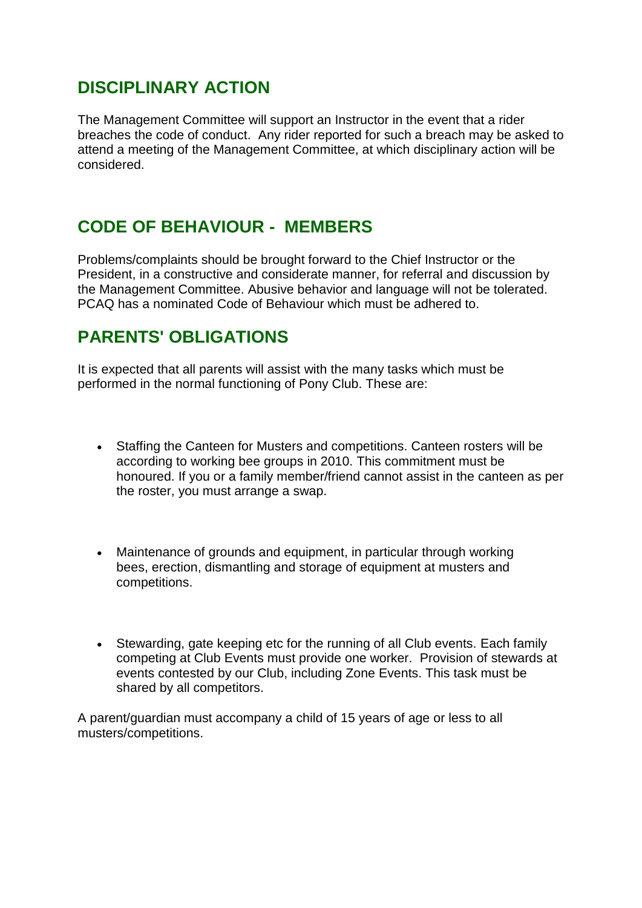## DISCIPLINARY ACTION

The Management Committee will support an Instructor in the event that a rider breaches the code of conduct. Any rider reported for such a breach may be asked to attend a meeting of the Management Committee, at which disciplinary action will be considered.

## CODE OF BEHAVIOUR - MEMBERS

Problems/complaints should be brought forward to the Chief Instructor or the President, in a constructive and considerate manner, for referral and discussion by the Management Committee. Abusive behavior and language will not be tolerated. PCAQ has a nominated Code of Behaviour which must be adhered to.

## PARENTS' OBLIGATIONS

It is expected that all parents will assist with the many tasks which must be performed in the normal functioning of Pony Club. These are:

- Staffing the Canteen for Musters and competitions. Canteen rosters will be according to working bee groups in 2010. This commitment must be honoured. If you or a family member/friend cannot assist in the canteen as per the roster, you must arrange a swap.

- Maintenance of grounds and equipment, in particular through working bees, erection, dismantling and storage of equipment at musters and competitions.

- Stewarding, gate keeping etc for the running of all Club events. Each family competing at Club Events must provide one worker. Provision of stewards at events contested by our Club, including Zone Events. This task must be shared by all competitors.

A parent/guardian must accompany a child of 15 years of age or less to all musters/competitions.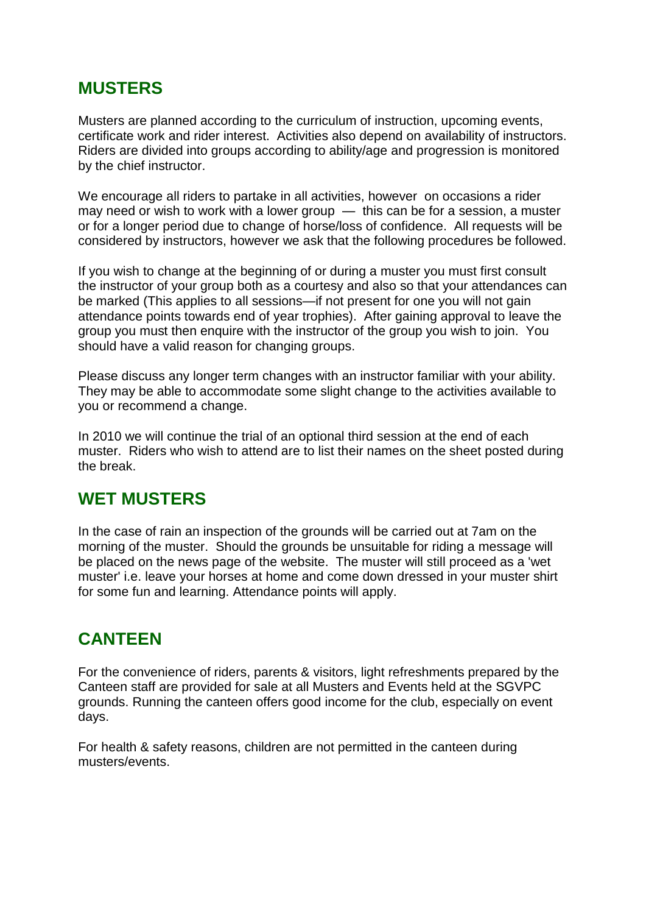## MUSTERS

Musters are planned according to the curriculum of instruction, upcoming events, certificate work and rider interest. Activities also depend on availability of instructors. Riders are divided into groups according to ability/age and progression is monitored by the chief instructor.

We encourage all riders to partake in all activities, however on occasions a rider may need or wish to work with a lower group — this can be for a session, a muster or for a longer period due to change of horse/loss of confidence. All requests will be considered by instructors, however we ask that the following procedures be followed.

If you wish to change at the beginning of or during a muster you must first consult the instructor of your group both as a courtesy and also so that your attendances can be marked (This applies to all sessions—if not present for one you will not gain attendance points towards end of year trophies). After gaining approval to leave the group you must then enquire with the instructor of the group you wish to join. You should have a valid reason for changing groups.

Please discuss any longer term changes with an instructor familiar with your ability. They may be able to accommodate some slight change to the activities available to you or recommend a change.

In 2010 we will continue the trial of an optional third session at the end of each muster. Riders who wish to attend are to list their names on the sheet posted during the break.

## WET MUSTERS

In the case of rain an inspection of the grounds will be carried out at 7am on the morning of the muster. Should the grounds be unsuitable for riding a message will be placed on the news page of the website. The muster will still proceed as a 'wet muster' i.e. leave your horses at home and come down dressed in your muster shirt for some fun and learning. Attendance points will apply.

## CANTEEN

For the convenience of riders, parents & visitors, light refreshments prepared by the Canteen staff are provided for sale at all Musters and Events held at the SGVPC grounds. Running the canteen offers good income for the club, especially on event days.

For health & safety reasons, children are not permitted in the canteen during musters/events.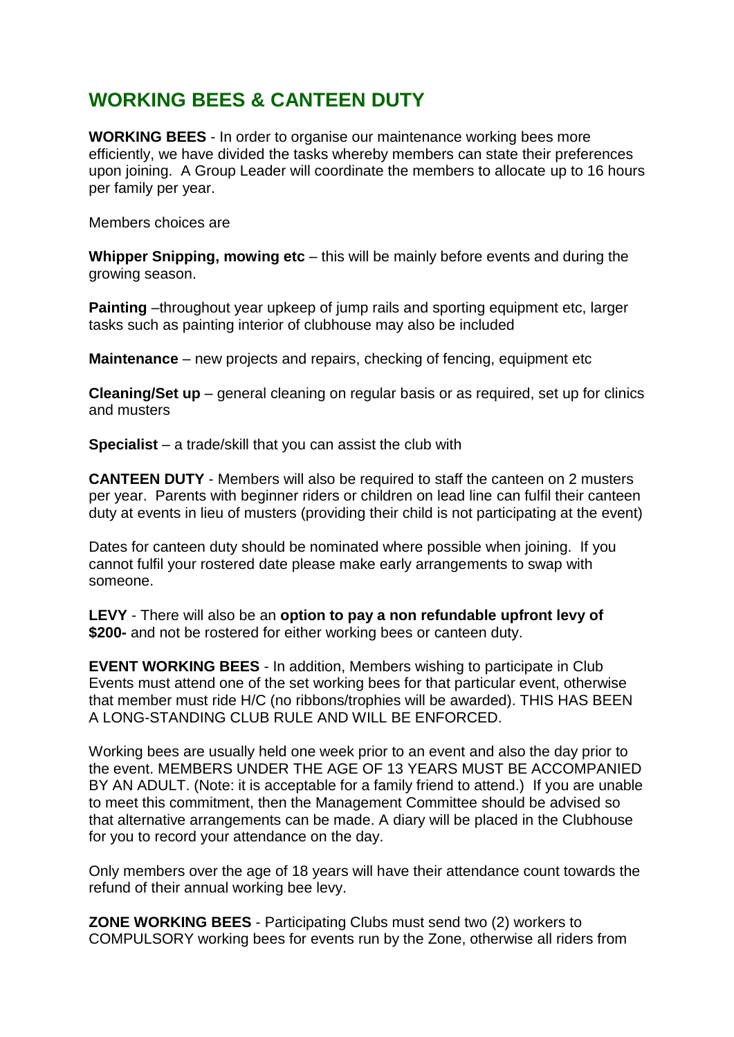## WORKING BEES & CANTEEN DUTY

**WORKING BEES** - In order to organise our maintenance working bees more efficiently, we have divided the tasks whereby members can state their preferences upon joining. A Group Leader will coordinate the members to allocate up to 16 hours per family per year.

Members choices are

**Whipper Snipping, mowing etc** – this will be mainly before events and during the growing season.

**Painting** –throughout year upkeep of jump rails and sporting equipment etc, larger tasks such as painting interior of clubhouse may also be included

**Maintenance** – new projects and repairs, checking of fencing, equipment etc

**Cleaning/Set up** – general cleaning on regular basis or as required, set up for clinics and musters

**Specialist** – a trade/skill that you can assist the club with

**CANTEEN DUTY** - Members will also be required to staff the canteen on 2 musters per year. Parents with beginner riders or children on lead line can fulfil their canteen duty at events in lieu of musters (providing their child is not participating at the event)

Dates for canteen duty should be nominated where possible when joining. If you cannot fulfil your rostered date please make early arrangements to swap with someone.

**LEVY** - There will also be an **option to pay a non refundable upfront levy of $200-** and not be rostered for either working bees or canteen duty.

**EVENT WORKING BEES** - In addition, Members wishing to participate in Club Events must attend one of the set working bees for that particular event, otherwise that member must ride H/C (no ribbons/trophies will be awarded). THIS HAS BEEN A LONG-STANDING CLUB RULE AND WILL BE ENFORCED.

Working bees are usually held one week prior to an event and also the day prior to the event. MEMBERS UNDER THE AGE OF 13 YEARS MUST BE ACCOMPANIED BY AN ADULT. (Note: it is acceptable for a family friend to attend.) If you are unable to meet this commitment, then the Management Committee should be advised so that alternative arrangements can be made. A diary will be placed in the Clubhouse for you to record your attendance on the day.

Only members over the age of 18 years will have their attendance count towards the refund of their annual working bee levy.

**ZONE WORKING BEES** - Participating Clubs must send two (2) workers to COMPULSORY working bees for events run by the Zone, otherwise all riders from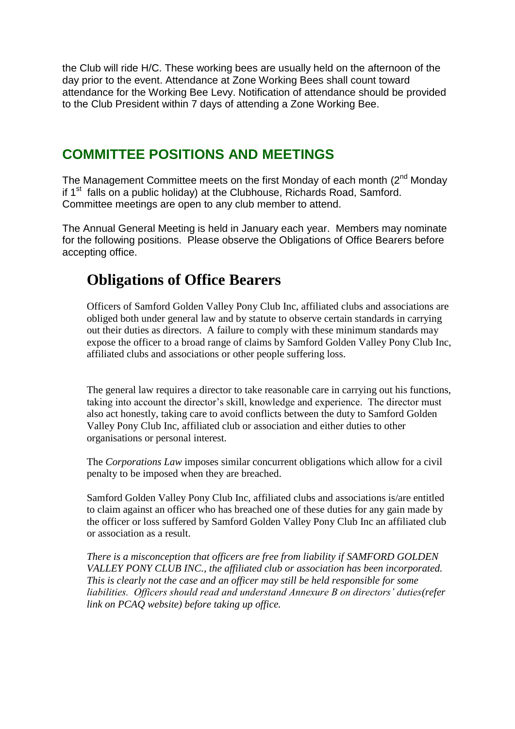the Club will ride H/C. These working bees are usually held on the afternoon of the day prior to the event. Attendance at Zone Working Bees shall count toward attendance for the Working Bee Levy. Notification of attendance should be provided to the Club President within 7 days of attending a Zone Working Bee.

## COMMITTEE POSITIONS AND MEETINGS

The Management Committee meets on the first Monday of each month (2nd Monday if 1st falls on a public holiday) at the Clubhouse, Richards Road, Samford. Committee meetings are open to any club member to attend.

The Annual General Meeting is held in January each year. Members may nominate for the following positions. Please observe the Obligations of Office Bearers before accepting office.

## Obligations of Office Bearers

Officers of Samford Golden Valley Pony Club Inc, affiliated clubs and associations are obliged both under general law and by statute to observe certain standards in carrying out their duties as directors. A failure to comply with these minimum standards may expose the officer to a broad range of claims by Samford Golden Valley Pony Club Inc, affiliated clubs and associations or other people suffering loss.

The general law requires a director to take reasonable care in carrying out his functions, taking into account the director's skill, knowledge and experience. The director must also act honestly, taking care to avoid conflicts between the duty to Samford Golden Valley Pony Club Inc, affiliated club or association and either duties to other organisations or personal interest.

The *Corporations Law* imposes similar concurrent obligations which allow for a civil penalty to be imposed when they are breached.

Samford Golden Valley Pony Club Inc, affiliated clubs and associations is/are entitled to claim against an officer who has breached one of these duties for any gain made by the officer or loss suffered by Samford Golden Valley Pony Club Inc an affiliated club or association as a result.

*There is a misconception that officers are free from liability if SAMFORD GOLDEN VALLEY PONY CLUB INC., the affiliated club or association has been incorporated. This is clearly not the case and an officer may still be held responsible for some liabilities. Officers should read and understand Annexure B on directors' duties(refer link on PCAQ website) before taking up office.*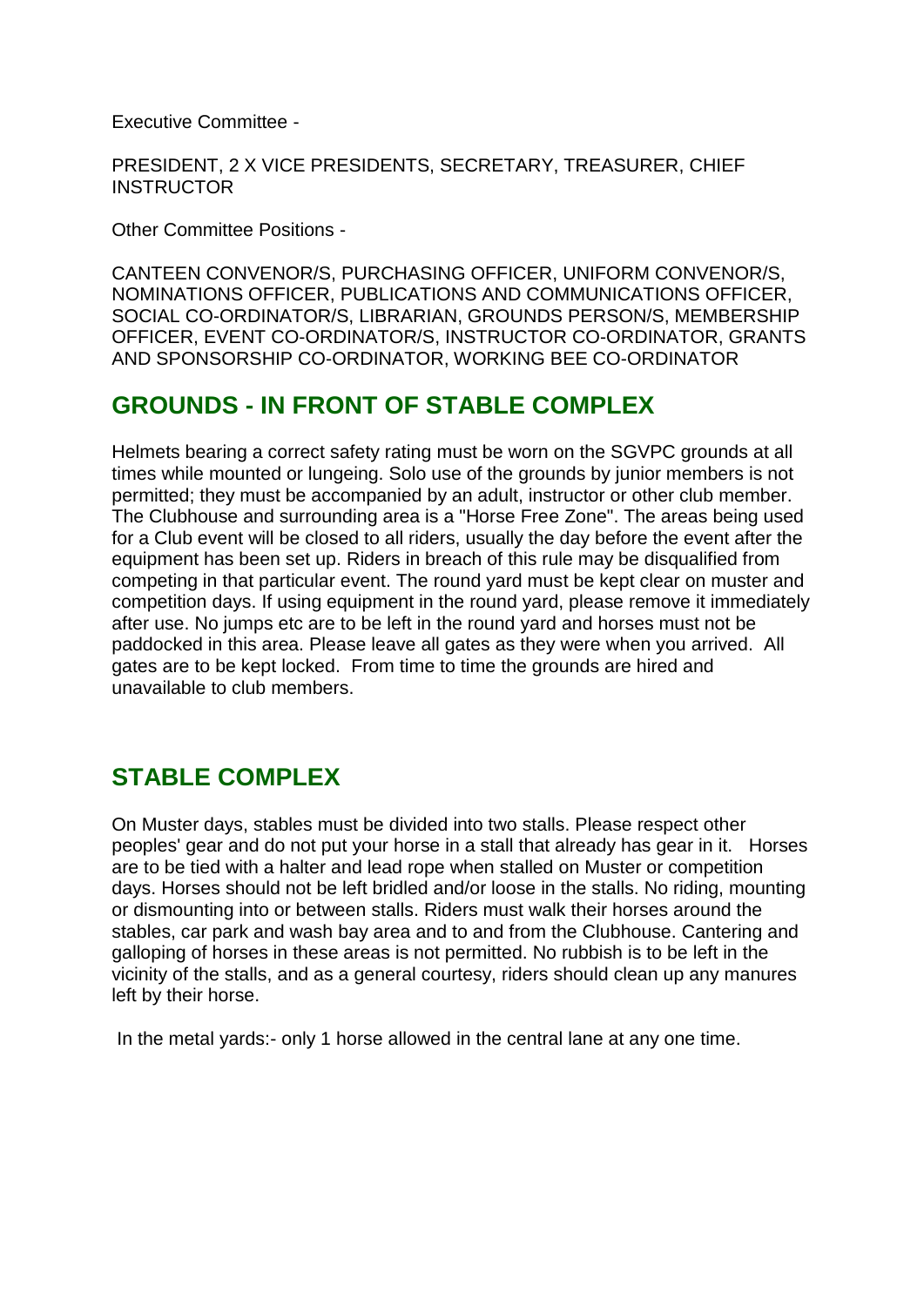Executive Committee -

PRESIDENT, 2 X VICE PRESIDENTS, SECRETARY, TREASURER, CHIEF INSTRUCTOR

Other Committee Positions -

CANTEEN CONVENOR/S, PURCHASING OFFICER, UNIFORM CONVENOR/S, NOMINATIONS OFFICER, PUBLICATIONS AND COMMUNICATIONS OFFICER, SOCIAL CO-ORDINATOR/S, LIBRARIAN, GROUNDS PERSON/S, MEMBERSHIP OFFICER, EVENT CO-ORDINATOR/S, INSTRUCTOR CO-ORDINATOR, GRANTS AND SPONSORSHIP CO-ORDINATOR, WORKING BEE CO-ORDINATOR

## GROUNDS - IN FRONT OF STABLE COMPLEX

Helmets bearing a correct safety rating must be worn on the SGVPC grounds at all times while mounted or lungeing. Solo use of the grounds by junior members is not permitted; they must be accompanied by an adult, instructor or other club member. The Clubhouse and surrounding area is a "Horse Free Zone". The areas being used for a Club event will be closed to all riders, usually the day before the event after the equipment has been set up. Riders in breach of this rule may be disqualified from competing in that particular event. The round yard must be kept clear on muster and competition days. If using equipment in the round yard, please remove it immediately after use. No jumps etc are to be left in the round yard and horses must not be paddocked in this area. Please leave all gates as they were when you arrived. All gates are to be kept locked. From time to time the grounds are hired and unavailable to club members.

## STABLE COMPLEX

On Muster days, stables must be divided into two stalls. Please respect other peoples' gear and do not put your horse in a stall that already has gear in it. Horses are to be tied with a halter and lead rope when stalled on Muster or competition days. Horses should not be left bridled and/or loose in the stalls. No riding, mounting or dismounting into or between stalls. Riders must walk their horses around the stables, car park and wash bay area and to and from the Clubhouse. Cantering and galloping of horses in these areas is not permitted. No rubbish is to be left in the vicinity of the stalls, and as a general courtesy, riders should clean up any manures left by their horse.

In the metal yards:- only 1 horse allowed in the central lane at any one time.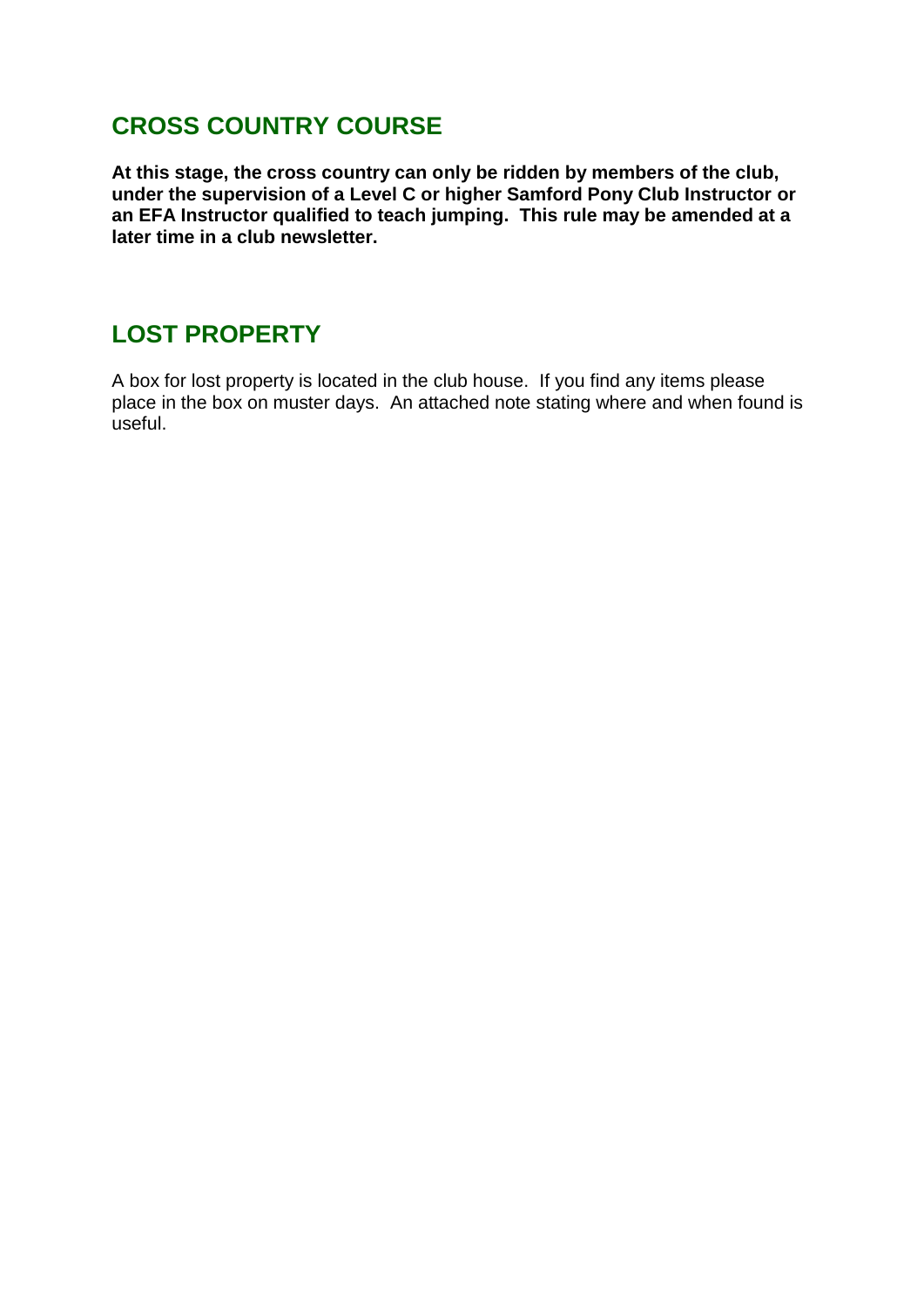## CROSS COUNTRY COURSE

**At this stage, the cross country can only be ridden by members of the club, under the supervision of a Level C or higher Samford Pony Club Instructor or an EFA Instructor qualified to teach jumping. This rule may be amended at a later time in a club newsletter.**

## LOST PROPERTY

A box for lost property is located in the club house. If you find any items please place in the box on muster days. An attached note stating where and when found is useful.